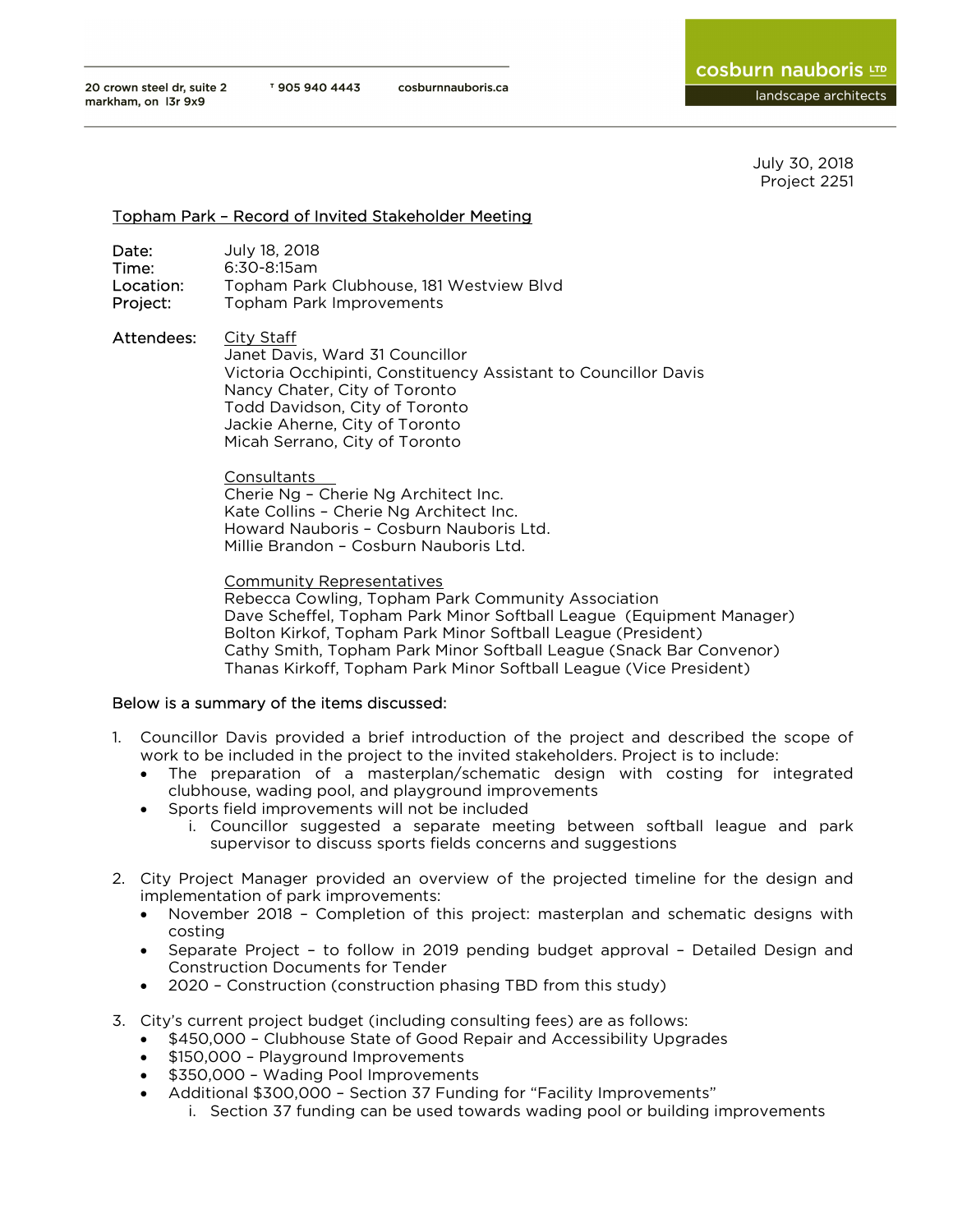20 crown steel dr, suite 2
markham, on l3r 9x9

T 905 940 4443

cosburnnauboris.ca

**cosburn nauboris LTD**
landscape architects

July 30, 2018
Project 2251

## Topham Park – Record of Invited Stakeholder Meeting

**Date:** July 18, 2018
**Time:** 6:30-8:15am
**Location:** Topham Park Clubhouse, 181 Westview Blvd
**Project:** Topham Park Improvements

**Attendees:**

City Staff
Janet Davis, Ward 31 Councillor
Victoria Occhipinti, Constituency Assistant to Councillor Davis
Nancy Chater, City of Toronto
Todd Davidson, City of Toronto
Jackie Aherne, City of Toronto
Micah Serrano, City of Toronto

Consultants
Cherie Ng – Cherie Ng Architect Inc.
Kate Collins – Cherie Ng Architect Inc.
Howard Nauboris – Cosburn Nauboris Ltd.
Millie Brandon – Cosburn Nauboris Ltd.

Community Representatives
Rebecca Cowling, Topham Park Community Association
Dave Scheffel, Topham Park Minor Softball League (Equipment Manager)
Bolton Kirkof, Topham Park Minor Softball League (President)
Cathy Smith, Topham Park Minor Softball League (Snack Bar Convenor)
Thanas Kirkoff, Topham Park Minor Softball League (Vice President)

Below is a summary of the items discussed:

1. Councillor Davis provided a brief introduction of the project and described the scope of work to be included in the project to the invited stakeholders. Project is to include:
   - The preparation of a masterplan/schematic design with costing for integrated clubhouse, wading pool, and playground improvements
   - Sports field improvements will not be included
     i. Councillor suggested a separate meeting between softball league and park supervisor to discuss sports fields concerns and suggestions

2. City Project Manager provided an overview of the projected timeline for the design and implementation of park improvements:
   - November 2018 – Completion of this project: masterplan and schematic designs with costing
   - Separate Project – to follow in 2019 pending budget approval – Detailed Design and Construction Documents for Tender
   - 2020 – Construction (construction phasing TBD from this study)

3. City's current project budget (including consulting fees) are as follows:
   - $450,000 – Clubhouse State of Good Repair and Accessibility Upgrades
   - $150,000 – Playground Improvements
   - $350,000 – Wading Pool Improvements
   - Additional $300,000 – Section 37 Funding for "Facility Improvements"
     i. Section 37 funding can be used towards wading pool or building improvements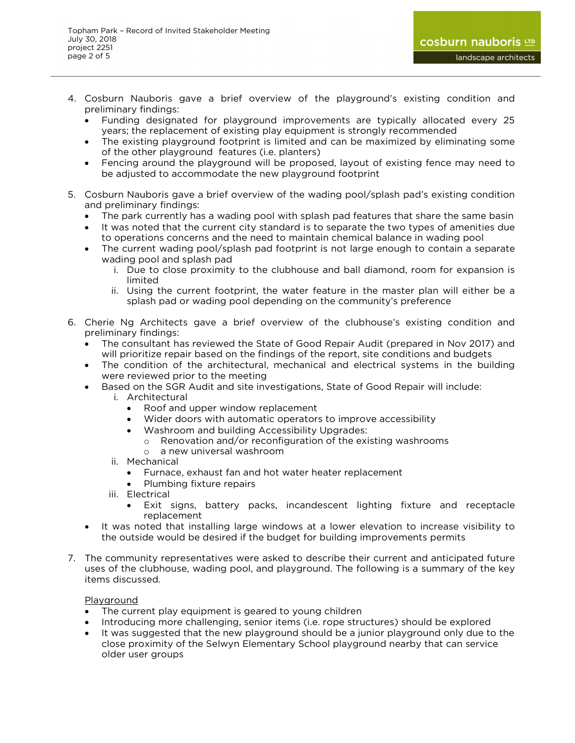4. Cosburn Nauboris gave a brief overview of the playground's existing condition and preliminary findings:
   - Funding designated for playground improvements are typically allocated every 25 years; the replacement of existing play equipment is strongly recommended
   - The existing playground footprint is limited and can be maximized by eliminating some of the other playground features (i.e. planters)
   - Fencing around the playground will be proposed, layout of existing fence may need to be adjusted to accommodate the new playground footprint

5. Cosburn Nauboris gave a brief overview of the wading pool/splash pad's existing condition and preliminary findings:
   - The park currently has a wading pool with splash pad features that share the same basin
   - It was noted that the current city standard is to separate the two types of amenities due to operations concerns and the need to maintain chemical balance in wading pool
   - The current wading pool/splash pad footprint is not large enough to contain a separate wading pool and splash pad
     i. Due to close proximity to the clubhouse and ball diamond, room for expansion is limited
     ii. Using the current footprint, the water feature in the master plan will either be a splash pad or wading pool depending on the community's preference

6. Cherie Ng Architects gave a brief overview of the clubhouse's existing condition and preliminary findings:
   - The consultant has reviewed the State of Good Repair Audit (prepared in Nov 2017) and will prioritize repair based on the findings of the report, site conditions and budgets
   - The condition of the architectural, mechanical and electrical systems in the building were reviewed prior to the meeting
   - Based on the SGR Audit and site investigations, State of Good Repair will include:
     i. Architectural
        - Roof and upper window replacement
        - Wider doors with automatic operators to improve accessibility
        - Washroom and building Accessibility Upgrades:
          - Renovation and/or reconfiguration of the existing washrooms
          - a new universal washroom
     ii. Mechanical
        - Furnace, exhaust fan and hot water heater replacement
        - Plumbing fixture repairs
     iii. Electrical
        - Exit signs, battery packs, incandescent lighting fixture and receptacle replacement
   - It was noted that installing large windows at a lower elevation to increase visibility to the outside would be desired if the budget for building improvements permits

7. The community representatives were asked to describe their current and anticipated future uses of the clubhouse, wading pool, and playground. The following is a summary of the key items discussed.

   Playground
   - The current play equipment is geared to young children
   - Introducing more challenging, senior items (i.e. rope structures) should be explored
   - It was suggested that the new playground should be a junior playground only due to the close proximity of the Selwyn Elementary School playground nearby that can service older user groups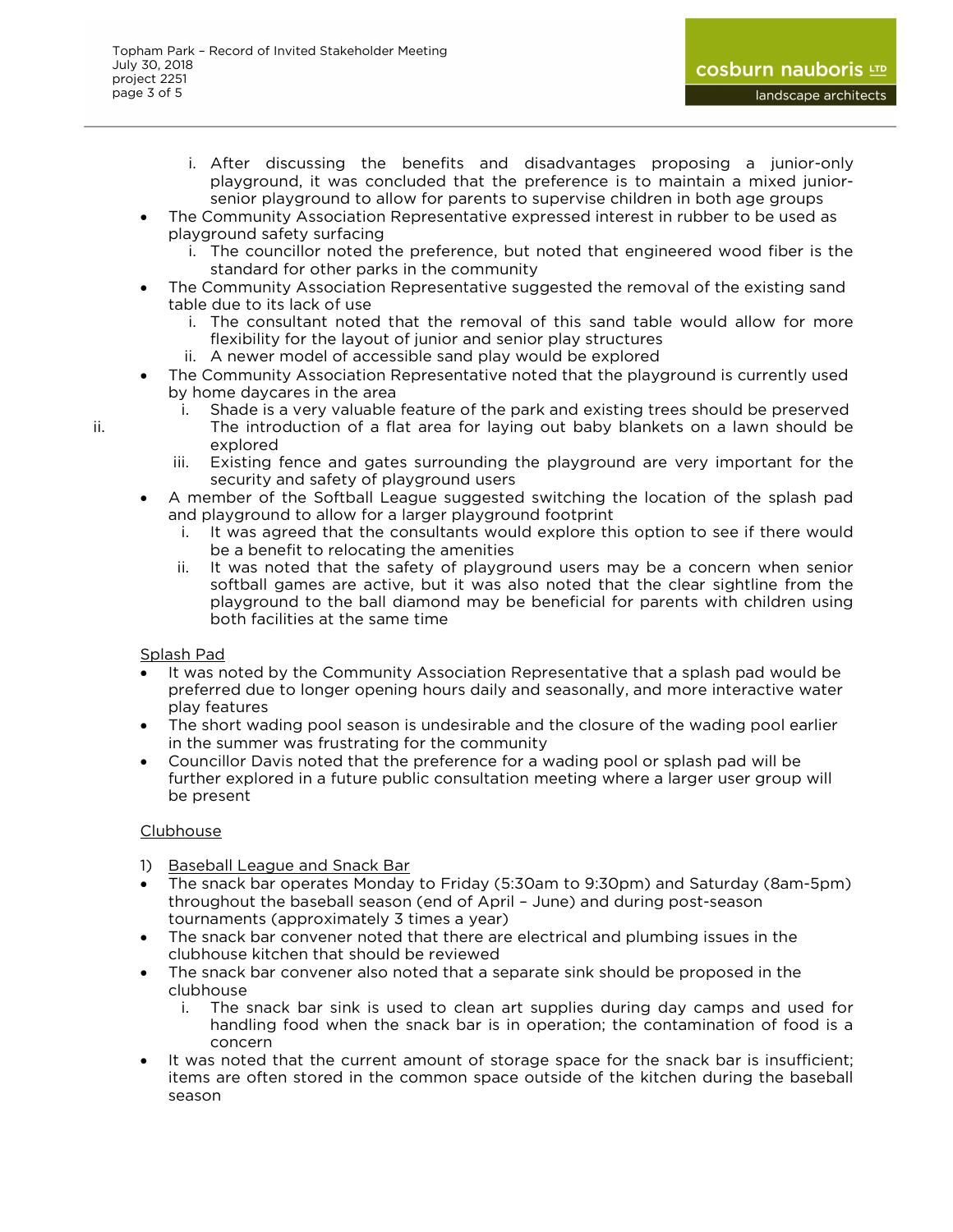i. After discussing the benefits and disadvantages proposing a junior-only playground, it was concluded that the preference is to maintain a mixed junior-senior playground to allow for parents to supervise children in both age groups

- The Community Association Representative expressed interest in rubber to be used as playground safety surfacing
   i. The councillor noted the preference, but noted that engineered wood fiber is the standard for other parks in the community
- The Community Association Representative suggested the removal of the existing sand table due to its lack of use
   i. The consultant noted that the removal of this sand table would allow for more flexibility for the layout of junior and senior play structures
   ii. A newer model of accessible sand play would be explored
- The Community Association Representative noted that the playground is currently used by home daycares in the area
   i. Shade is a very valuable feature of the park and existing trees should be preserved
   ii. The introduction of a flat area for laying out baby blankets on a lawn should be explored
   iii. Existing fence and gates surrounding the playground are very important for the security and safety of playground users
- A member of the Softball League suggested switching the location of the splash pad and playground to allow for a larger playground footprint
   i. It was agreed that the consultants would explore this option to see if there would be a benefit to relocating the amenities
   ii. It was noted that the safety of playground users may be a concern when senior softball games are active, but it was also noted that the clear sightline from the playground to the ball diamond may be beneficial for parents with children using both facilities at the same time

<u>Splash Pad</u>

- It was noted by the Community Association Representative that a splash pad would be preferred due to longer opening hours daily and seasonally, and more interactive water play features
- The short wading pool season is undesirable and the closure of the wading pool earlier in the summer was frustrating for the community
- Councillor Davis noted that the preference for a wading pool or splash pad will be further explored in a future public consultation meeting where a larger user group will be present

<u>Clubhouse</u>

1) <u>Baseball League and Snack Bar</u>

- The snack bar operates Monday to Friday (5:30am to 9:30pm) and Saturday (8am-5pm) throughout the baseball season (end of April – June) and during post-season tournaments (approximately 3 times a year)
- The snack bar convener noted that there are electrical and plumbing issues in the clubhouse kitchen that should be reviewed
- The snack bar convener also noted that a separate sink should be proposed in the clubhouse
   i. The snack bar sink is used to clean art supplies during day camps and used for handling food when the snack bar is in operation; the contamination of food is a concern
- It was noted that the current amount of storage space for the snack bar is insufficient; items are often stored in the common space outside of the kitchen during the baseball season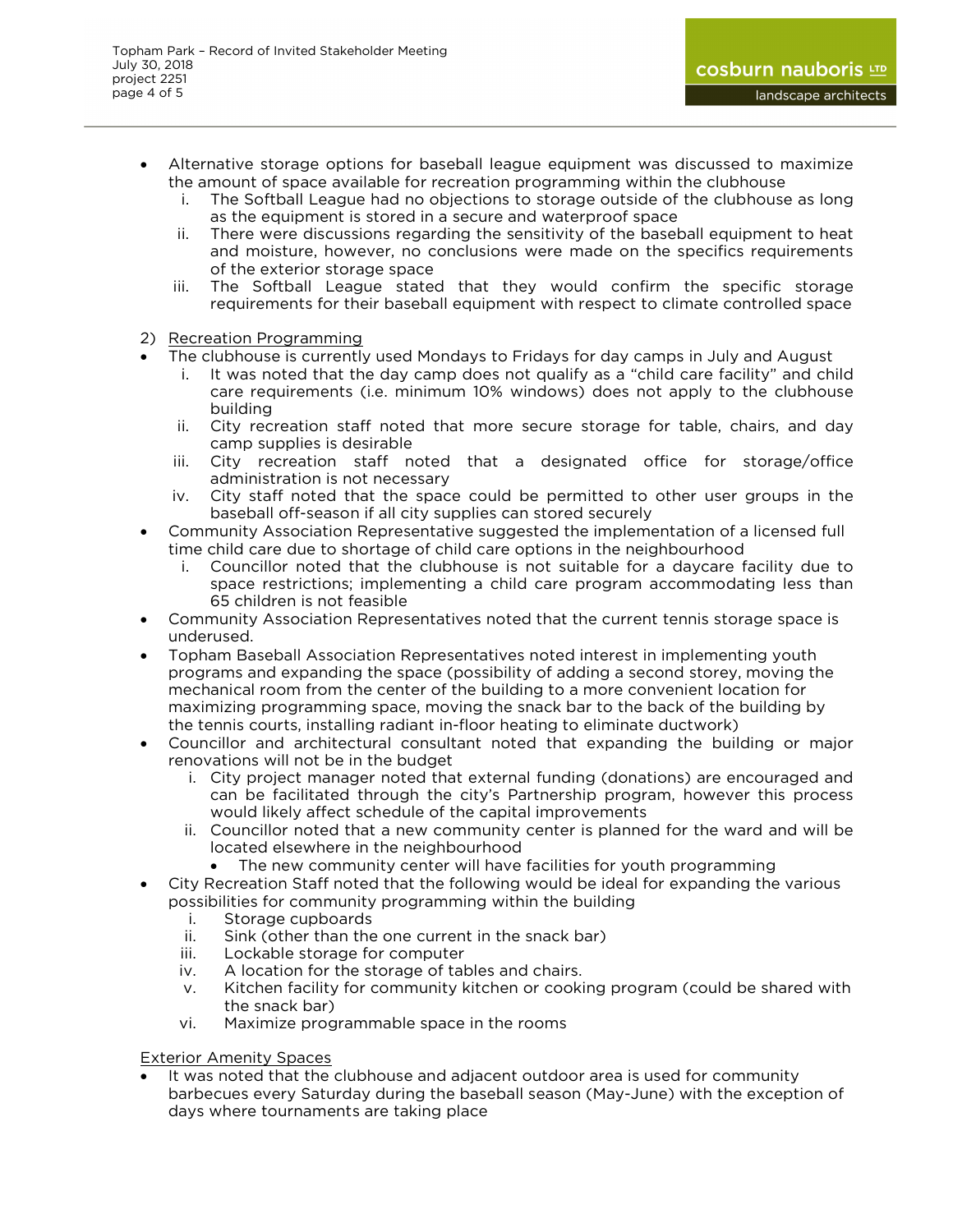- Alternative storage options for baseball league equipment was discussed to maximize the amount of space available for recreation programming within the clubhouse
    i. The Softball League had no objections to storage outside of the clubhouse as long as the equipment is stored in a secure and waterproof space
    ii. There were discussions regarding the sensitivity of the baseball equipment to heat and moisture, however, no conclusions were made on the specifics requirements of the exterior storage space
    iii. The Softball League stated that they would confirm the specific storage requirements for their baseball equipment with respect to climate controlled space

2) <u>Recreation Programming</u>

- The clubhouse is currently used Mondays to Fridays for day camps in July and August
    i. It was noted that the day camp does not qualify as a “child care facility” and child care requirements (i.e. minimum 10% windows) does not apply to the clubhouse building
    ii. City recreation staff noted that more secure storage for table, chairs, and day camp supplies is desirable
    iii. City recreation staff noted that a designated office for storage/office administration is not necessary
    iv. City staff noted that the space could be permitted to other user groups in the baseball off-season if all city supplies can stored securely
- Community Association Representative suggested the implementation of a licensed full time child care due to shortage of child care options in the neighbourhood
    i. Councillor noted that the clubhouse is not suitable for a daycare facility due to space restrictions; implementing a child care program accommodating less than 65 children is not feasible
- Community Association Representatives noted that the current tennis storage space is underused.
- Topham Baseball Association Representatives noted interest in implementing youth programs and expanding the space (possibility of adding a second storey, moving the mechanical room from the center of the building to a more convenient location for maximizing programming space, moving the snack bar to the back of the building by the tennis courts, installing radiant in-floor heating to eliminate ductwork)
- Councillor and architectural consultant noted that expanding the building or major renovations will not be in the budget
    i. City project manager noted that external funding (donations) are encouraged and can be facilitated through the city’s Partnership program, however this process would likely affect schedule of the capital improvements
    ii. Councillor noted that a new community center is planned for the ward and will be located elsewhere in the neighbourhood
        - The new community center will have facilities for youth programming
- City Recreation Staff noted that the following would be ideal for expanding the various possibilities for community programming within the building
    i. Storage cupboards
    ii. Sink (other than the one current in the snack bar)
    iii. Lockable storage for computer
    iv. A location for the storage of tables and chairs.
    v. Kitchen facility for community kitchen or cooking program (could be shared with the snack bar)
    vi. Maximize programmable space in the rooms

<u>Exterior Amenity Spaces</u>

- It was noted that the clubhouse and adjacent outdoor area is used for community barbecues every Saturday during the baseball season (May-June) with the exception of days where tournaments are taking place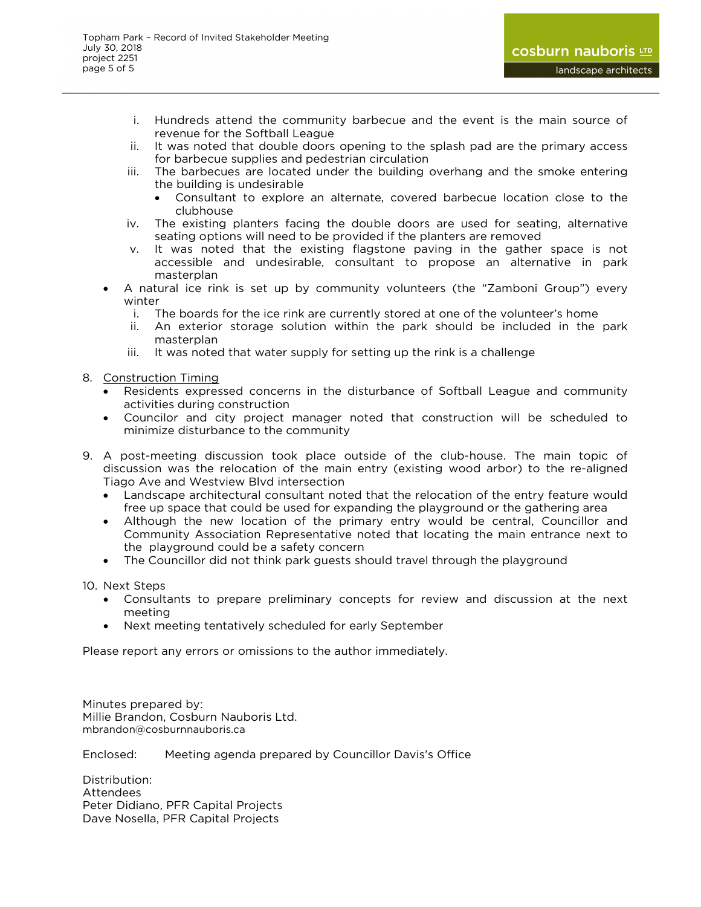i. Hundreds attend the community barbecue and the event is the main source of revenue for the Softball League
   ii. It was noted that double doors opening to the splash pad are the primary access for barbecue supplies and pedestrian circulation
   iii. The barbecues are located under the building overhang and the smoke entering the building is undesirable
      - Consultant to explore an alternate, covered barbecue location close to the clubhouse
   iv. The existing planters facing the double doors are used for seating, alternative seating options will need to be provided if the planters are removed
   v. It was noted that the existing flagstone paving in the gather space is not accessible and undesirable, consultant to propose an alternative in park masterplan
- A natural ice rink is set up by community volunteers (the "Zamboni Group") every winter
   i. The boards for the ice rink are currently stored at one of the volunteer's home
   ii. An exterior storage solution within the park should be included in the park masterplan
   iii. It was noted that water supply for setting up the rink is a challenge

8. Construction Timing
   - Residents expressed concerns in the disturbance of Softball League and community activities during construction
   - Councilor and city project manager noted that construction will be scheduled to minimize disturbance to the community

9. A post-meeting discussion took place outside of the club-house. The main topic of discussion was the relocation of the main entry (existing wood arbor) to the re-aligned Tiago Ave and Westview Blvd intersection
   - Landscape architectural consultant noted that the relocation of the entry feature would free up space that could be used for expanding the playground or the gathering area
   - Although the new location of the primary entry would be central, Councillor and Community Association Representative noted that locating the main entrance next to the playground could be a safety concern
   - The Councillor did not think park guests should travel through the playground

10. Next Steps
   - Consultants to prepare preliminary concepts for review and discussion at the next meeting
   - Next meeting tentatively scheduled for early September

Please report any errors or omissions to the author immediately.

Minutes prepared by:
Millie Brandon, Cosburn Nauboris Ltd.
mbrandon@cosburnnauboris.ca

Enclosed: Meeting agenda prepared by Councillor Davis's Office

Distribution:
Attendees
Peter Didiano, PFR Capital Projects
Dave Nosella, PFR Capital Projects